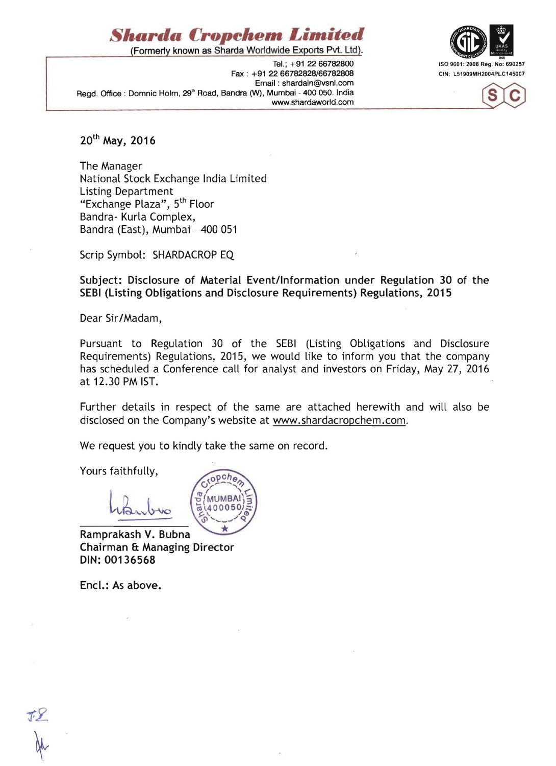# Sharda Cropchem Limited

(Formerly known as Sharda Worldwide Exports Pvt. Ltd).

Tel.; +91 22 66782800
Fax : +91 22 66782828/66782808
Email : shardain@vsnl.com
Regd. Office : Domnic Holm, 29th Road, Bandra (W), Mumbai - 400 050. India
www.shardaworld.com

ISO 9001: 2008 Reg. No: 690257
CIN: L51909MH2004PLC145007

20th May, 2016

The Manager
National Stock Exchange India Limited
Listing Department
"Exchange Plaza", 5th Floor
Bandra- Kurla Complex,
Bandra (East), Mumbai - 400 051

Scrip Symbol: SHARDACROP EQ

**Subject: Disclosure of Material Event/Information under Regulation 30 of the SEBI (Listing Obligations and Disclosure Requirements) Regulations, 2015**

Dear Sir/Madam,

Pursuant to Regulation 30 of the SEBI (Listing Obligations and Disclosure Requirements) Regulations, 2015, we would like to inform you that the company has scheduled a Conference call for analyst and investors on Friday, May 27, 2016 at 12.30 PM IST.

Further details in respect of the same are attached herewith and will also be disclosed on the Company's website at www.shardacropchem.com.

We request you to kindly take the same on record.

Yours faithfully,

**Ramprakash V. Bubna**
**Chairman & Managing Director**
**DIN: 00136568**

**Encl.: As above.**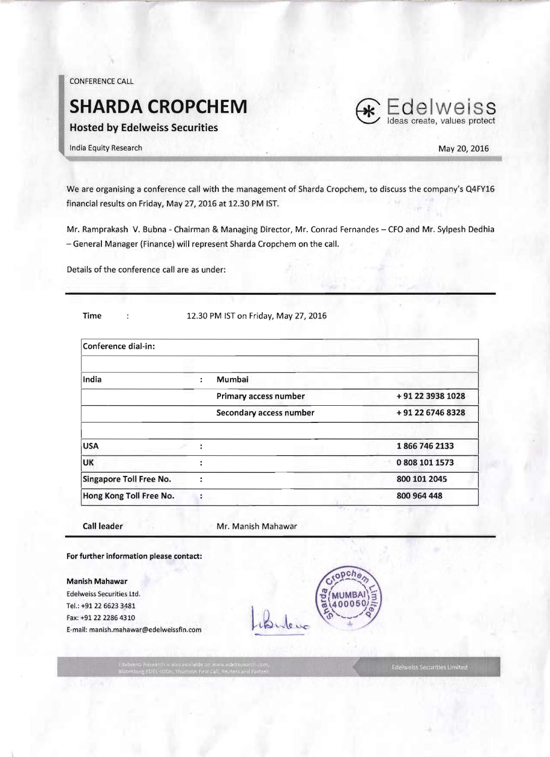CONFERENCE CALL

# SHARDA CROPCHEM

**Hosted by Edelweiss Securities**

Edelweiss
Ideas create, values protect

India Equity Research

May 20, 2016

We are organising a conference call with the management of Sharda Cropchem, to discuss the company's Q4FY16 financial results on Friday, May 27, 2016 at 12.30 PM IST.

Mr. Ramprakash V. Bubna - Chairman & Managing Director, Mr. Conrad Fernandes – CFO and Mr. Sylpesh Dedhia – General Manager (Finance) will represent Sharda Cropchem on the call.

Details of the conference call are as under:

**Time** : 12.30 PM IST on Friday, May 27, 2016

| Conference dial-in: | | | |
|---|---|---|---|
| | | | |
| India | : | Mumbai | |
| | | Primary access number | + 91 22 3938 1028 |
| | | Secondary access number | + 91 22 6746 8328 |
| | | | |
| USA | : | | 1 866 746 2133 |
| UK | : | | 0 808 101 1573 |
| Singapore Toll Free No. | : | | 800 101 2045 |
| Hong Kong Toll Free No. | : | | 800 964 448 |

**Call leader** Mr. Manish Mahawar

**For further information please contact:**

**Manish Mahawar**
Edelweiss Securities Ltd.
Tel.: +91 22 6623 3481
Fax: +91 22 2286 4310
E-mail: manish.mahawar@edelweissfin.com

Sharda Cropchem Limited MUMBAI 400050